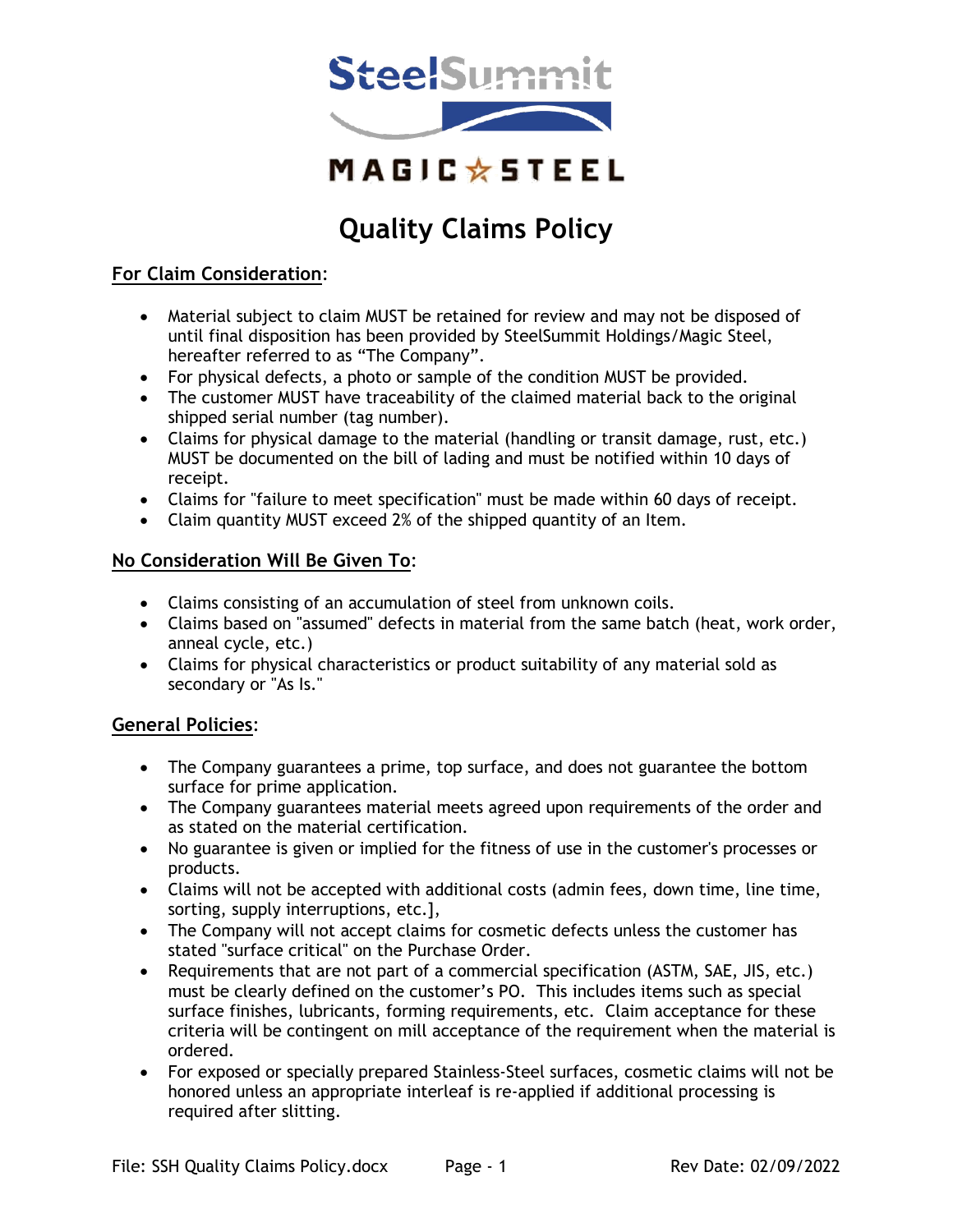SteelSummit

MAGIC☆STEEL

# Quality Claims Policy

## For Claim Consideration:

- Material subject to claim MUST be retained for review and may not be disposed of until final disposition has been provided by SteelSummit Holdings/Magic Steel, hereafter referred to as "The Company".
- For physical defects, a photo or sample of the condition MUST be provided.
- The customer MUST have traceability of the claimed material back to the original shipped serial number (tag number).
- Claims for physical damage to the material (handling or transit damage, rust, etc.) MUST be documented on the bill of lading and must be notified within 10 days of receipt.
- Claims for "failure to meet specification" must be made within 60 days of receipt.
- Claim quantity MUST exceed 2% of the shipped quantity of an Item.

## No Consideration Will Be Given To:

- Claims consisting of an accumulation of steel from unknown coils.
- Claims based on "assumed" defects in material from the same batch (heat, work order, anneal cycle, etc.)
- Claims for physical characteristics or product suitability of any material sold as secondary or "As Is."

## General Policies:

- The Company guarantees a prime, top surface, and does not guarantee the bottom surface for prime application.
- The Company guarantees material meets agreed upon requirements of the order and as stated on the material certification.
- No guarantee is given or implied for the fitness of use in the customer's processes or products.
- Claims will not be accepted with additional costs (admin fees, down time, line time, sorting, supply interruptions, etc.],
- The Company will not accept claims for cosmetic defects unless the customer has stated "surface critical" on the Purchase Order.
- Requirements that are not part of a commercial specification (ASTM, SAE, JIS, etc.) must be clearly defined on the customer's PO. This includes items such as special surface finishes, lubricants, forming requirements, etc. Claim acceptance for these criteria will be contingent on mill acceptance of the requirement when the material is ordered.
- For exposed or specially prepared Stainless-Steel surfaces, cosmetic claims will not be honored unless an appropriate interleaf is re-applied if additional processing is required after slitting.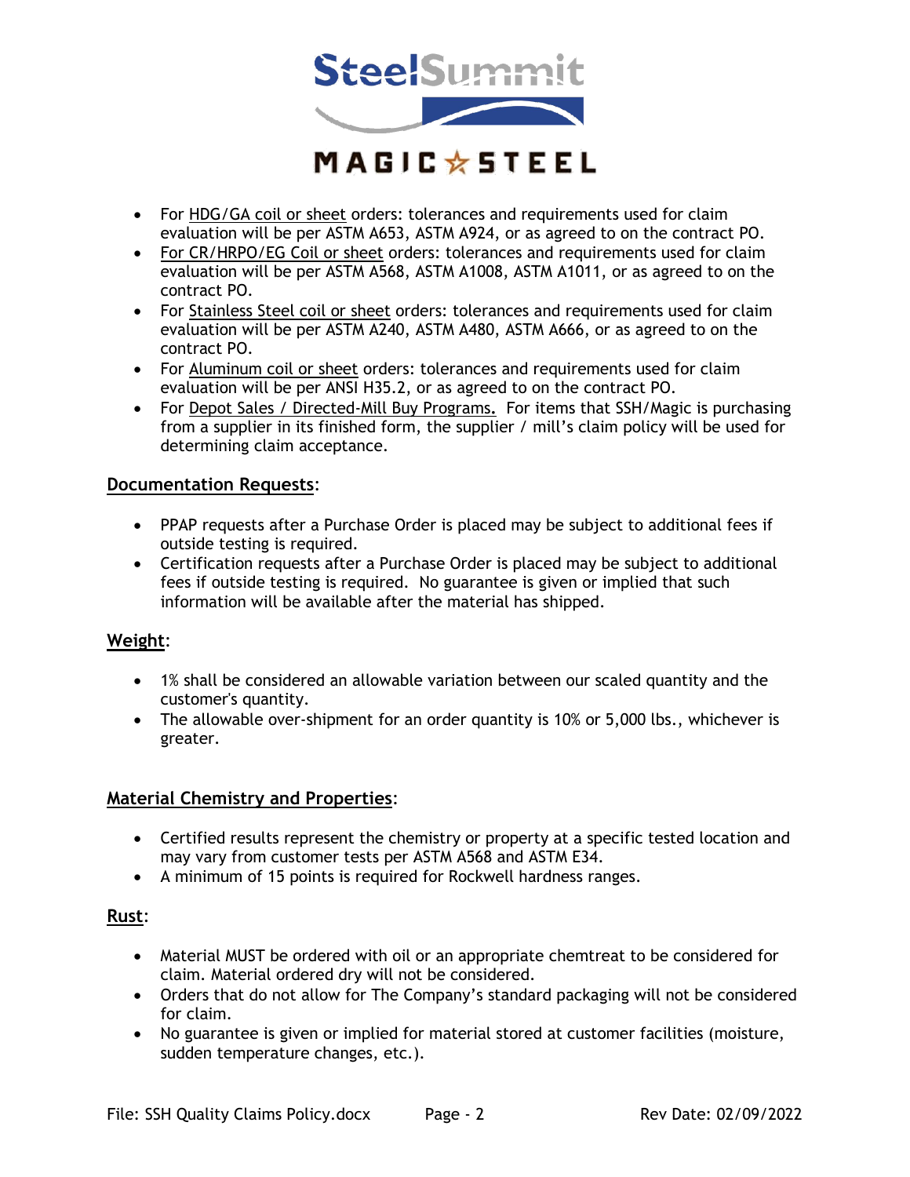- For HDG/GA coil or sheet orders: tolerances and requirements used for claim evaluation will be per ASTM A653, ASTM A924, or as agreed to on the contract PO.
- For CR/HRPO/EG Coil or sheet orders: tolerances and requirements used for claim evaluation will be per ASTM A568, ASTM A1008, ASTM A1011, or as agreed to on the contract PO.
- For Stainless Steel coil or sheet orders: tolerances and requirements used for claim evaluation will be per ASTM A240, ASTM A480, ASTM A666, or as agreed to on the contract PO.
- For Aluminum coil or sheet orders: tolerances and requirements used for claim evaluation will be per ANSI H35.2, or as agreed to on the contract PO.
- For Depot Sales / Directed-Mill Buy Programs**.** For items that SSH/Magic is purchasing from a supplier in its finished form, the supplier / mill's claim policy will be used for determining claim acceptance.

## Documentation Requests:

- PPAP requests after a Purchase Order is placed may be subject to additional fees if outside testing is required.
- Certification requests after a Purchase Order is placed may be subject to additional fees if outside testing is required. No guarantee is given or implied that such information will be available after the material has shipped.

## Weight:

- 1% shall be considered an allowable variation between our scaled quantity and the customer's quantity.
- The allowable over-shipment for an order quantity is 10% or 5,000 lbs., whichever is greater.

## Material Chemistry and Properties:

- Certified results represent the chemistry or property at a specific tested location and may vary from customer tests per ASTM A568 and ASTM E34.
- A minimum of 15 points is required for Rockwell hardness ranges.

## Rust:

- Material MUST be ordered with oil or an appropriate chemtreat to be considered for claim. Material ordered dry will not be considered.
- Orders that do not allow for The Company's standard packaging will not be considered for claim.
- No guarantee is given or implied for material stored at customer facilities (moisture, sudden temperature changes, etc.).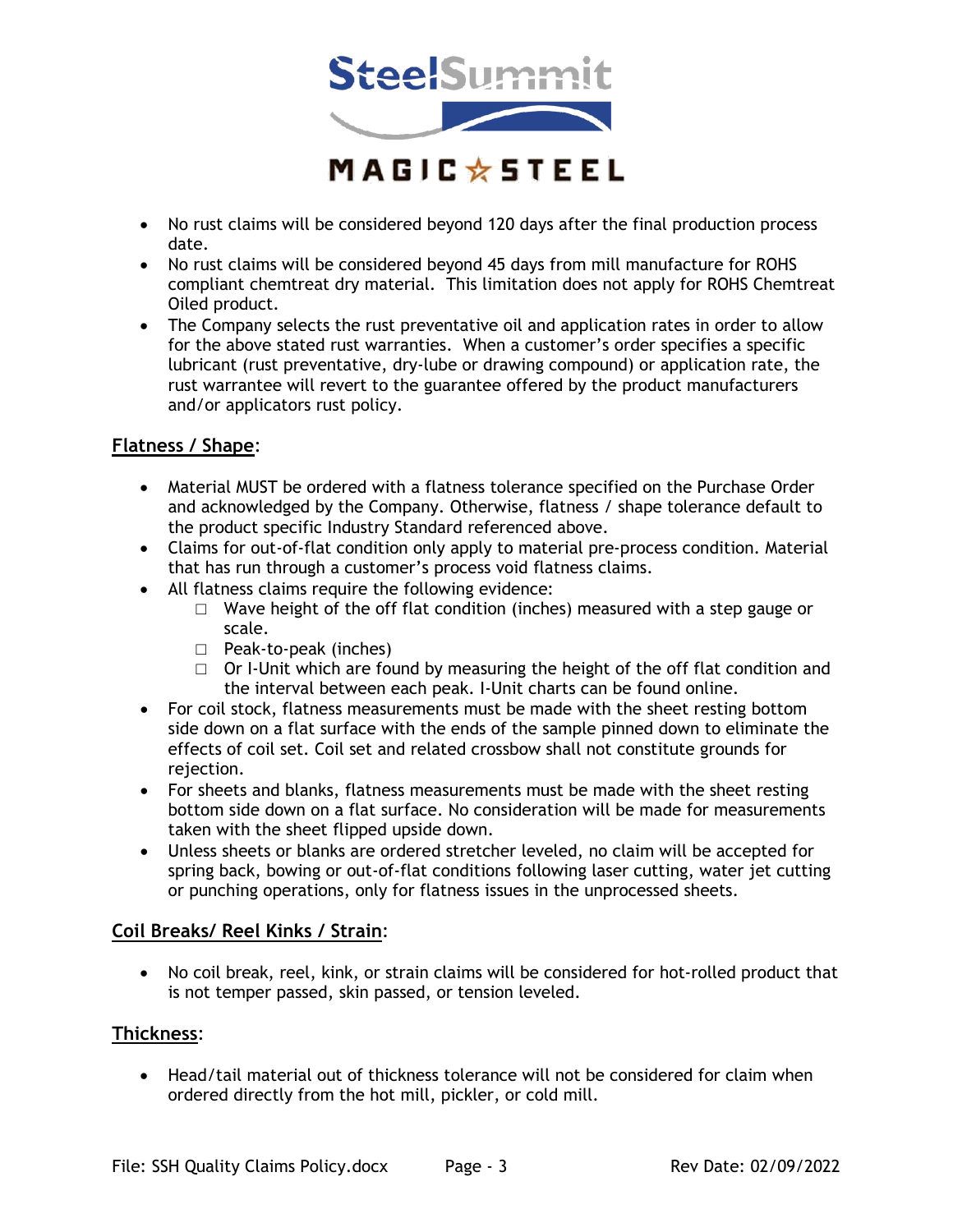- No rust claims will be considered beyond 120 days after the final production process date.
- No rust claims will be considered beyond 45 days from mill manufacture for ROHS compliant chemtreat dry material. This limitation does not apply for ROHS Chemtreat Oiled product.
- The Company selects the rust preventative oil and application rates in order to allow for the above stated rust warranties. When a customer's order specifies a specific lubricant (rust preventative, dry-lube or drawing compound) or application rate, the rust warrantee will revert to the guarantee offered by the product manufacturers and/or applicators rust policy.

**Flatness / Shape**:

- Material MUST be ordered with a flatness tolerance specified on the Purchase Order and acknowledged by the Company. Otherwise, flatness / shape tolerance default to the product specific Industry Standard referenced above.
- Claims for out-of-flat condition only apply to material pre-process condition. Material that has run through a customer's process void flatness claims.
- All flatness claims require the following evidence:
  - ☐ Wave height of the off flat condition (inches) measured with a step gauge or scale.
  - ☐ Peak-to-peak (inches)
  - ☐ Or I-Unit which are found by measuring the height of the off flat condition and the interval between each peak. I-Unit charts can be found online.
- For coil stock, flatness measurements must be made with the sheet resting bottom side down on a flat surface with the ends of the sample pinned down to eliminate the effects of coil set. Coil set and related crossbow shall not constitute grounds for rejection.
- For sheets and blanks, flatness measurements must be made with the sheet resting bottom side down on a flat surface. No consideration will be made for measurements taken with the sheet flipped upside down.
- Unless sheets or blanks are ordered stretcher leveled, no claim will be accepted for spring back, bowing or out-of-flat conditions following laser cutting, water jet cutting or punching operations, only for flatness issues in the unprocessed sheets.

**Coil Breaks/ Reel Kinks / Strain**:

- No coil break, reel, kink, or strain claims will be considered for hot-rolled product that is not temper passed, skin passed, or tension leveled.

**Thickness**:

- Head/tail material out of thickness tolerance will not be considered for claim when ordered directly from the hot mill, pickler, or cold mill.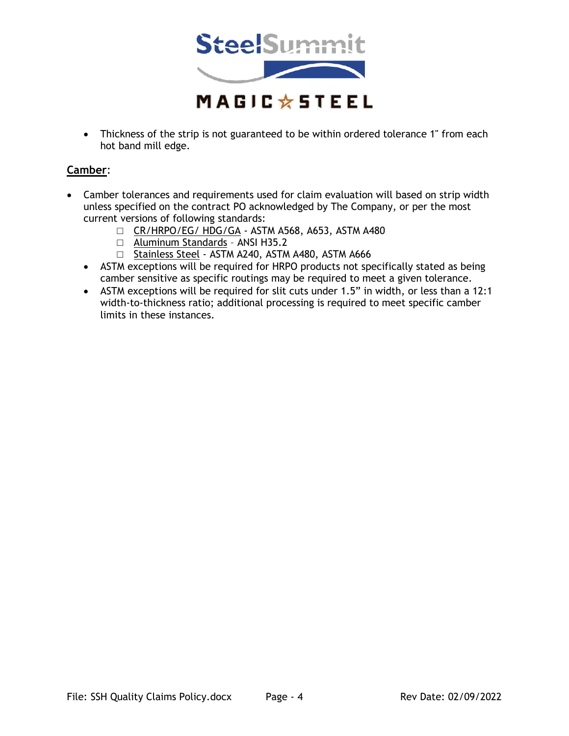- Thickness of the strip is not guaranteed to be within ordered tolerance 1" from each hot band mill edge.

**Camber**:

- Camber tolerances and requirements used for claim evaluation will based on strip width unless specified on the contract PO acknowledged by The Company, or per the most current versions of following standards:
    - ☐ CR/HRPO/EG/ HDG/GA - ASTM A568, A653, ASTM A480
    - ☐ Aluminum Standards – ANSI H35.2
    - ☐ Stainless Steel - ASTM A240, ASTM A480, ASTM A666
- ASTM exceptions will be required for HRPO products not specifically stated as being camber sensitive as specific routings may be required to meet a given tolerance.
- ASTM exceptions will be required for slit cuts under 1.5" in width, or less than a 12:1 width-to-thickness ratio; additional processing is required to meet specific camber limits in these instances.